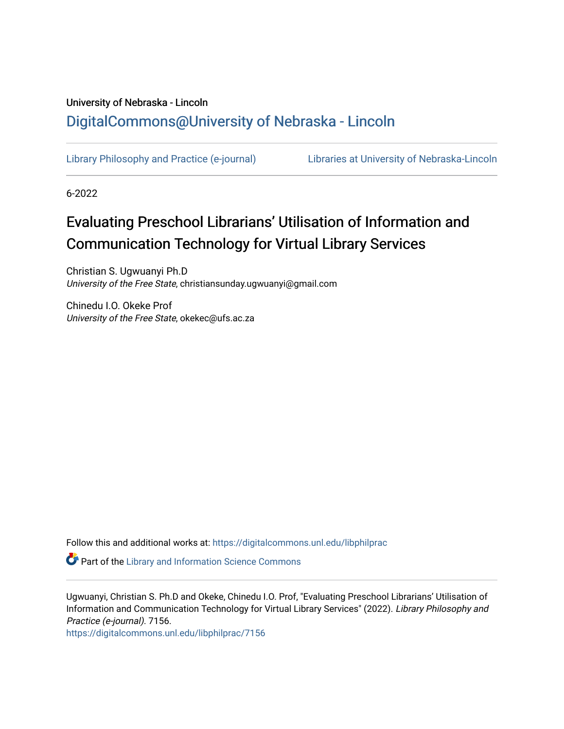University of Nebraska - Lincoln

## DigitalCommons@University of Nebraska - Lincoln

Library Philosophy and Practice (e-journal) | Libraries at University of Nebraska-Lincoln

6-2022

# Evaluating Preschool Librarians' Utilisation of Information and Communication Technology for Virtual Library Services

Christian S. Ugwuanyi Ph.D
*University of the Free State*, christiansunday.ugwuanyi@gmail.com

Chinedu I.O. Okeke Prof
*University of the Free State*, okekec@ufs.ac.za

Follow this and additional works at: https://digitalcommons.unl.edu/libphilprac

Part of the Library and Information Science Commons

Ugwuanyi, Christian S. Ph.D and Okeke, Chinedu I.O. Prof, "Evaluating Preschool Librarians' Utilisation of Information and Communication Technology for Virtual Library Services" (2022). *Library Philosophy and Practice (e-journal)*. 7156.
https://digitalcommons.unl.edu/libphilprac/7156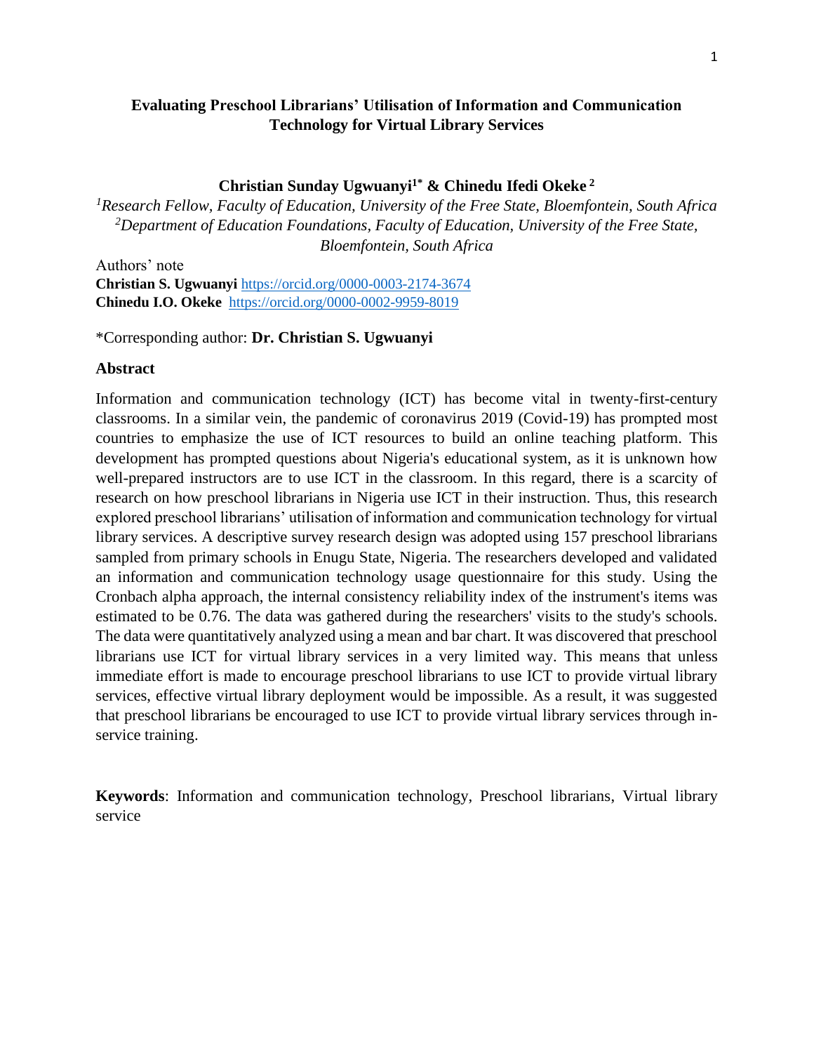**Evaluating Preschool Librarians' Utilisation of Information and Communication Technology for Virtual Library Services**

**Christian Sunday Ugwuanyi[1*] & Chinedu Ifedi Okeke [2]**

[1]*Research Fellow, Faculty of Education, University of the Free State, Bloemfontein, South Africa*
[2]*Department of Education Foundations, Faculty of Education, University of the Free State, Bloemfontein, South Africa*

Authors' note
**Christian S. Ugwuanyi** https://orcid.org/0000-0003-2174-3674
**Chinedu I.O. Okeke** https://orcid.org/0000-0002-9959-8019

*Corresponding author: **Dr. Christian S. Ugwuanyi**

### Abstract

Information and communication technology (ICT) has become vital in twenty-first-century classrooms. In a similar vein, the pandemic of coronavirus 2019 (Covid-19) has prompted most countries to emphasize the use of ICT resources to build an online teaching platform. This development has prompted questions about Nigeria's educational system, as it is unknown how well-prepared instructors are to use ICT in the classroom. In this regard, there is a scarcity of research on how preschool librarians in Nigeria use ICT in their instruction. Thus, this research explored preschool librarians' utilisation of information and communication technology for virtual library services. A descriptive survey research design was adopted using 157 preschool librarians sampled from primary schools in Enugu State, Nigeria. The researchers developed and validated an information and communication technology usage questionnaire for this study. Using the Cronbach alpha approach, the internal consistency reliability index of the instrument's items was estimated to be 0.76. The data was gathered during the researchers' visits to the study's schools. The data were quantitatively analyzed using a mean and bar chart. It was discovered that preschool librarians use ICT for virtual library services in a very limited way. This means that unless immediate effort is made to encourage preschool librarians to use ICT to provide virtual library services, effective virtual library deployment would be impossible. As a result, it was suggested that preschool librarians be encouraged to use ICT to provide virtual library services through in-service training.

**Keywords**: Information and communication technology, Preschool librarians, Virtual library service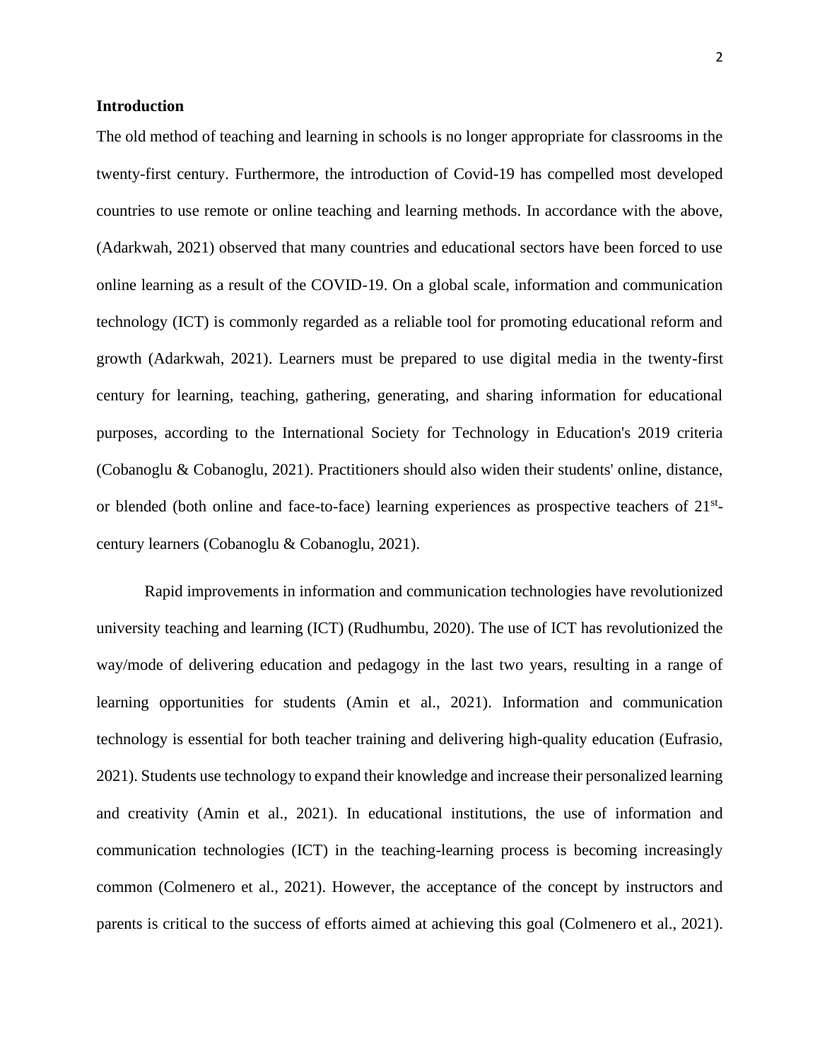## Introduction

The old method of teaching and learning in schools is no longer appropriate for classrooms in the twenty-first century. Furthermore, the introduction of Covid-19 has compelled most developed countries to use remote or online teaching and learning methods. In accordance with the above, (Adarkwah, 2021) observed that many countries and educational sectors have been forced to use online learning as a result of the COVID-19. On a global scale, information and communication technology (ICT) is commonly regarded as a reliable tool for promoting educational reform and growth (Adarkwah, 2021). Learners must be prepared to use digital media in the twenty-first century for learning, teaching, gathering, generating, and sharing information for educational purposes, according to the International Society for Technology in Education's 2019 criteria (Cobanoglu & Cobanoglu, 2021). Practitioners should also widen their students' online, distance, or blended (both online and face-to-face) learning experiences as prospective teachers of 21st-century learners (Cobanoglu & Cobanoglu, 2021).

Rapid improvements in information and communication technologies have revolutionized university teaching and learning (ICT) (Rudhumbu, 2020). The use of ICT has revolutionized the way/mode of delivering education and pedagogy in the last two years, resulting in a range of learning opportunities for students (Amin et al., 2021). Information and communication technology is essential for both teacher training and delivering high-quality education (Eufrasio, 2021). Students use technology to expand their knowledge and increase their personalized learning and creativity (Amin et al., 2021). In educational institutions, the use of information and communication technologies (ICT) in the teaching-learning process is becoming increasingly common (Colmenero et al., 2021). However, the acceptance of the concept by instructors and parents is critical to the success of efforts aimed at achieving this goal (Colmenero et al., 2021).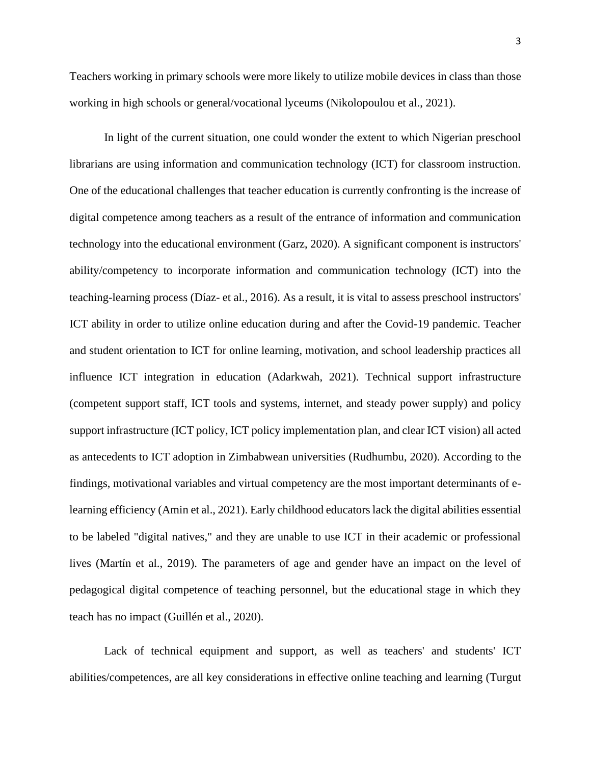Teachers working in primary schools were more likely to utilize mobile devices in class than those working in high schools or general/vocational lyceums (Nikolopoulou et al., 2021).

In light of the current situation, one could wonder the extent to which Nigerian preschool librarians are using information and communication technology (ICT) for classroom instruction. One of the educational challenges that teacher education is currently confronting is the increase of digital competence among teachers as a result of the entrance of information and communication technology into the educational environment (Garz, 2020). A significant component is instructors' ability/competency to incorporate information and communication technology (ICT) into the teaching-learning process (Díaz- et al., 2016). As a result, it is vital to assess preschool instructors' ICT ability in order to utilize online education during and after the Covid-19 pandemic. Teacher and student orientation to ICT for online learning, motivation, and school leadership practices all influence ICT integration in education (Adarkwah, 2021). Technical support infrastructure (competent support staff, ICT tools and systems, internet, and steady power supply) and policy support infrastructure (ICT policy, ICT policy implementation plan, and clear ICT vision) all acted as antecedents to ICT adoption in Zimbabwean universities (Rudhumbu, 2020). According to the findings, motivational variables and virtual competency are the most important determinants of e-learning efficiency (Amin et al., 2021). Early childhood educators lack the digital abilities essential to be labeled "digital natives," and they are unable to use ICT in their academic or professional lives (Martín et al., 2019). The parameters of age and gender have an impact on the level of pedagogical digital competence of teaching personnel, but the educational stage in which they teach has no impact (Guillén et al., 2020).

Lack of technical equipment and support, as well as teachers' and students' ICT abilities/competences, are all key considerations in effective online teaching and learning (Turgut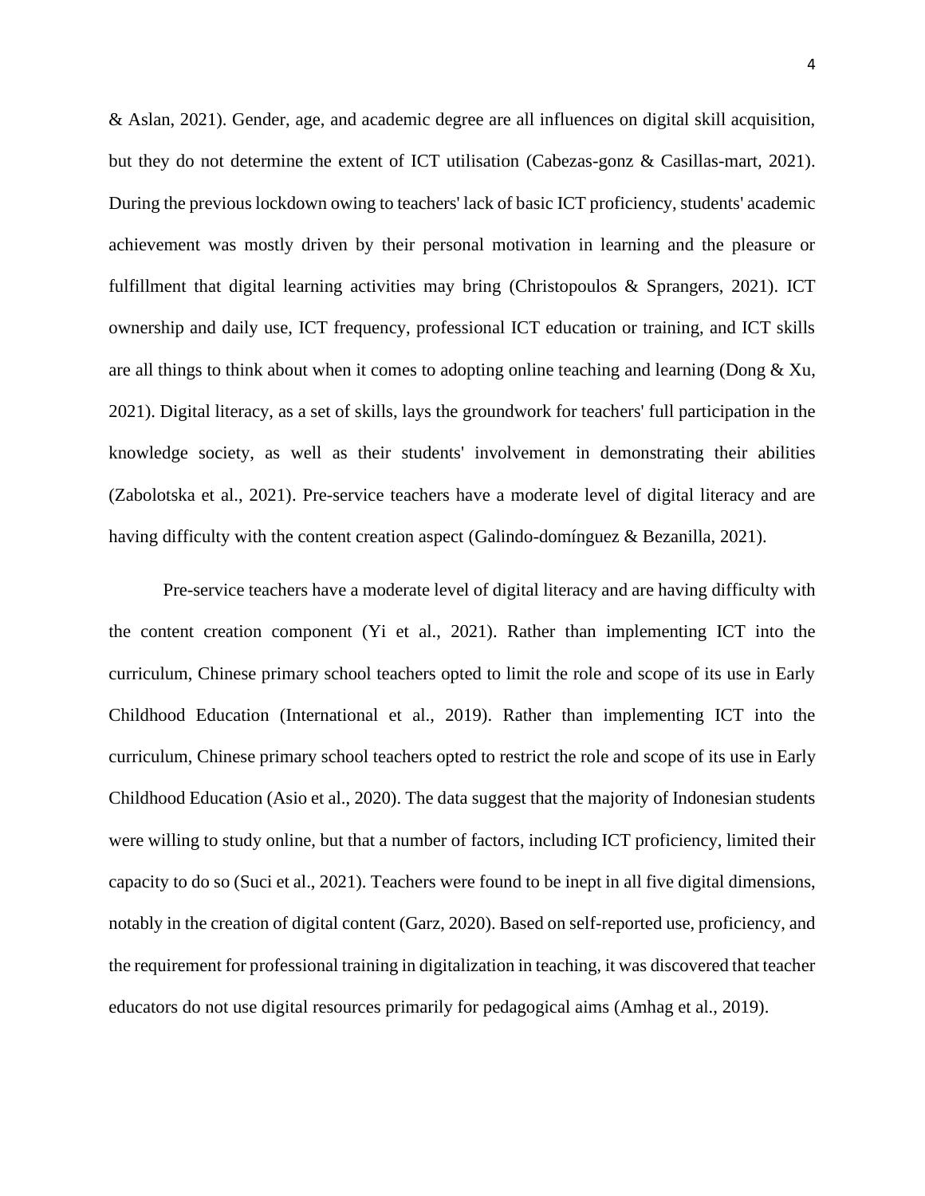& Aslan, 2021). Gender, age, and academic degree are all influences on digital skill acquisition, but they do not determine the extent of ICT utilisation (Cabezas-gonz & Casillas-mart, 2021). During the previous lockdown owing to teachers' lack of basic ICT proficiency, students' academic achievement was mostly driven by their personal motivation in learning and the pleasure or fulfillment that digital learning activities may bring (Christopoulos & Sprangers, 2021). ICT ownership and daily use, ICT frequency, professional ICT education or training, and ICT skills are all things to think about when it comes to adopting online teaching and learning (Dong & Xu, 2021). Digital literacy, as a set of skills, lays the groundwork for teachers' full participation in the knowledge society, as well as their students' involvement in demonstrating their abilities (Zabolotska et al., 2021). Pre-service teachers have a moderate level of digital literacy and are having difficulty with the content creation aspect (Galindo-domínguez & Bezanilla, 2021).

Pre-service teachers have a moderate level of digital literacy and are having difficulty with the content creation component (Yi et al., 2021). Rather than implementing ICT into the curriculum, Chinese primary school teachers opted to limit the role and scope of its use in Early Childhood Education (International et al., 2019). Rather than implementing ICT into the curriculum, Chinese primary school teachers opted to restrict the role and scope of its use in Early Childhood Education (Asio et al., 2020). The data suggest that the majority of Indonesian students were willing to study online, but that a number of factors, including ICT proficiency, limited their capacity to do so (Suci et al., 2021). Teachers were found to be inept in all five digital dimensions, notably in the creation of digital content (Garz, 2020). Based on self-reported use, proficiency, and the requirement for professional training in digitalization in teaching, it was discovered that teacher educators do not use digital resources primarily for pedagogical aims (Amhag et al., 2019).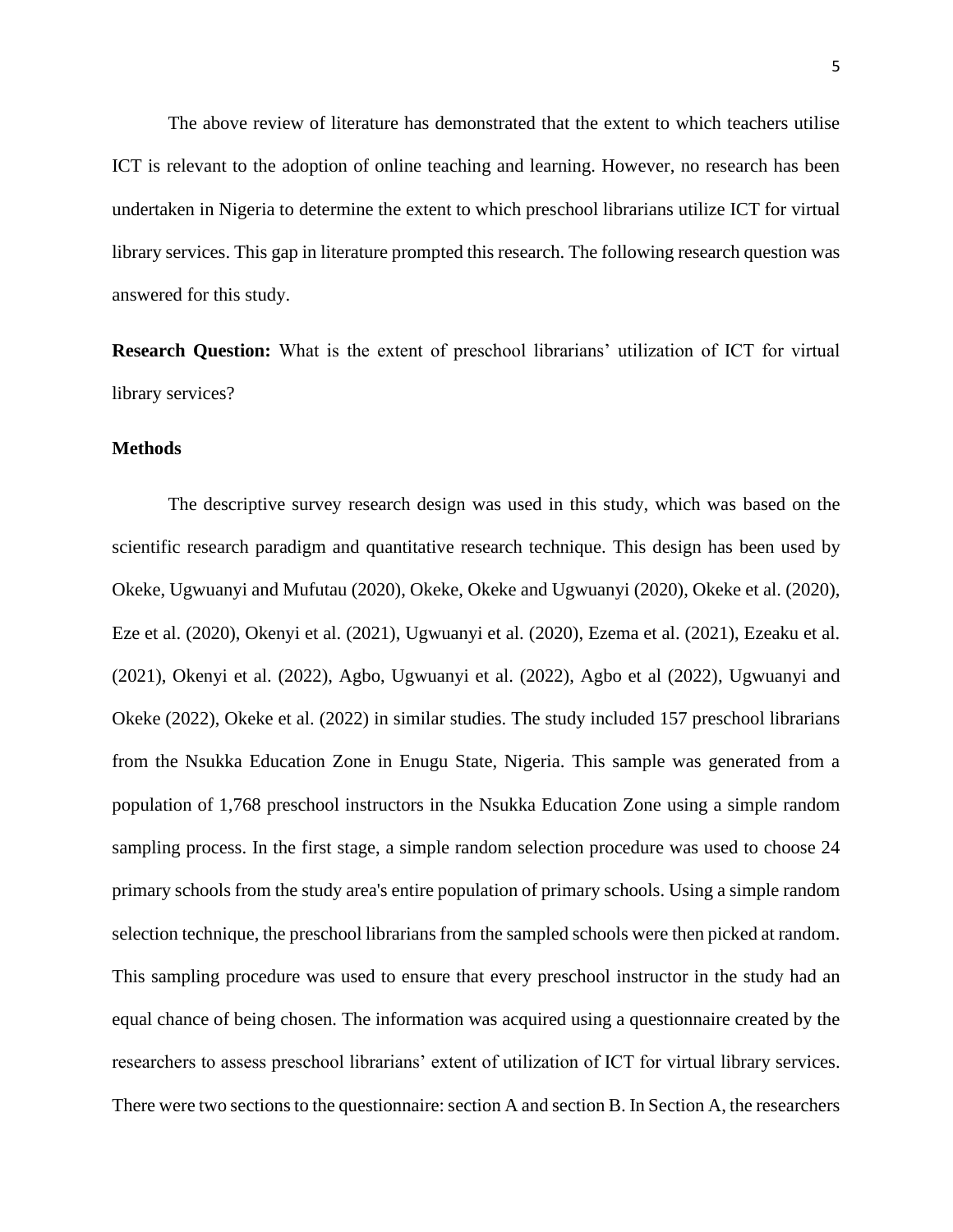The above review of literature has demonstrated that the extent to which teachers utilise ICT is relevant to the adoption of online teaching and learning. However, no research has been undertaken in Nigeria to determine the extent to which preschool librarians utilize ICT for virtual library services. This gap in literature prompted this research. The following research question was answered for this study.

**Research Question:** What is the extent of preschool librarians' utilization of ICT for virtual library services?

## Methods

The descriptive survey research design was used in this study, which was based on the scientific research paradigm and quantitative research technique. This design has been used by Okeke, Ugwuanyi and Mufutau (2020), Okeke, Okeke and Ugwuanyi (2020), Okeke et al. (2020), Eze et al. (2020), Okenyi et al. (2021), Ugwuanyi et al. (2020), Ezema et al. (2021), Ezeaku et al. (2021), Okenyi et al. (2022), Agbo, Ugwuanyi et al. (2022), Agbo et al (2022), Ugwuanyi and Okeke (2022), Okeke et al. (2022) in similar studies. The study included 157 preschool librarians from the Nsukka Education Zone in Enugu State, Nigeria. This sample was generated from a population of 1,768 preschool instructors in the Nsukka Education Zone using a simple random sampling process. In the first stage, a simple random selection procedure was used to choose 24 primary schools from the study area's entire population of primary schools. Using a simple random selection technique, the preschool librarians from the sampled schools were then picked at random. This sampling procedure was used to ensure that every preschool instructor in the study had an equal chance of being chosen. The information was acquired using a questionnaire created by the researchers to assess preschool librarians' extent of utilization of ICT for virtual library services. There were two sections to the questionnaire: section A and section B. In Section A, the researchers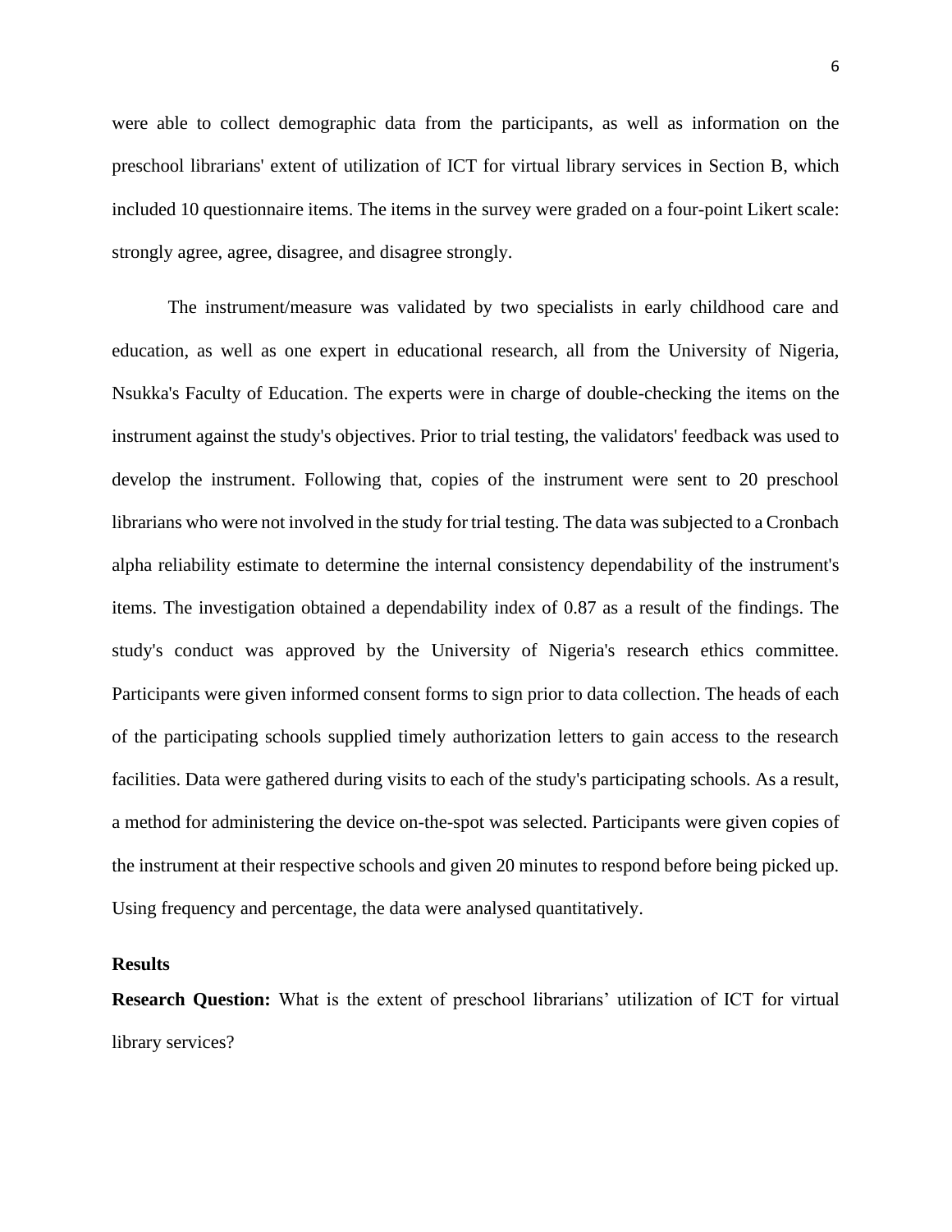were able to collect demographic data from the participants, as well as information on the preschool librarians' extent of utilization of ICT for virtual library services in Section B, which included 10 questionnaire items. The items in the survey were graded on a four-point Likert scale: strongly agree, agree, disagree, and disagree strongly.

The instrument/measure was validated by two specialists in early childhood care and education, as well as one expert in educational research, all from the University of Nigeria, Nsukka's Faculty of Education. The experts were in charge of double-checking the items on the instrument against the study's objectives. Prior to trial testing, the validators' feedback was used to develop the instrument. Following that, copies of the instrument were sent to 20 preschool librarians who were not involved in the study for trial testing. The data was subjected to a Cronbach alpha reliability estimate to determine the internal consistency dependability of the instrument's items. The investigation obtained a dependability index of 0.87 as a result of the findings. The study's conduct was approved by the University of Nigeria's research ethics committee. Participants were given informed consent forms to sign prior to data collection. The heads of each of the participating schools supplied timely authorization letters to gain access to the research facilities. Data were gathered during visits to each of the study's participating schools. As a result, a method for administering the device on-the-spot was selected. Participants were given copies of the instrument at their respective schools and given 20 minutes to respond before being picked up. Using frequency and percentage, the data were analysed quantitatively.

## Results

**Research Question:** What is the extent of preschool librarians' utilization of ICT for virtual library services?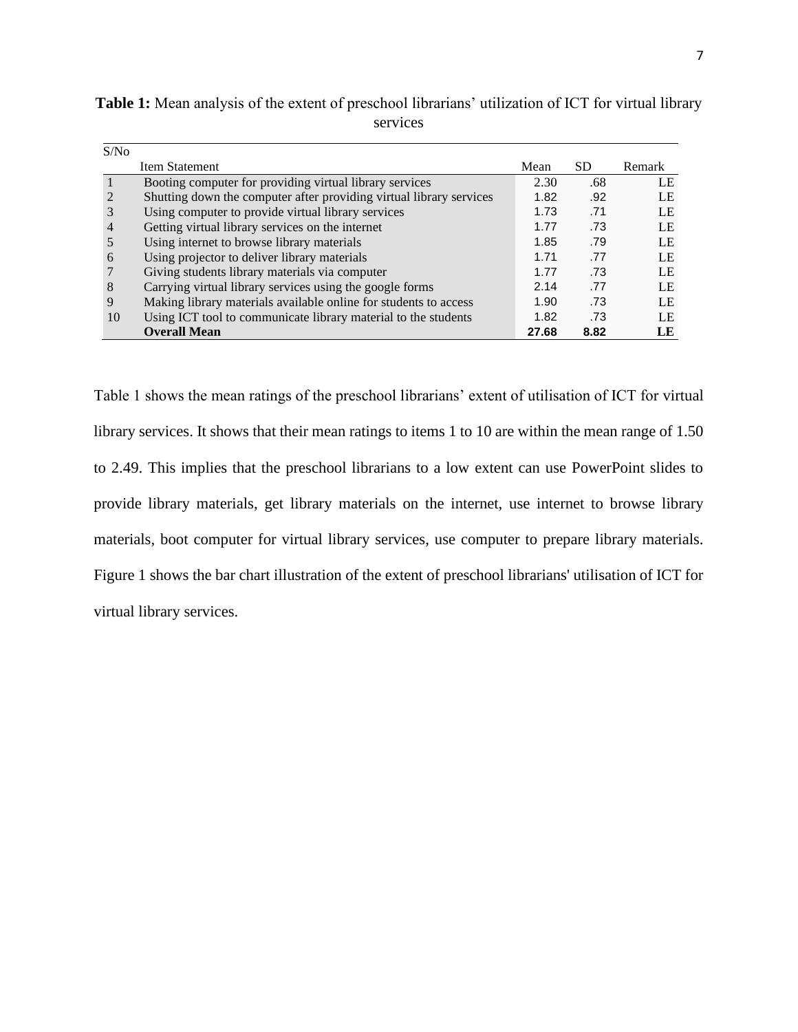**Table 1:** Mean analysis of the extent of preschool librarians' utilization of ICT for virtual library services

| S/No | Item Statement | Mean | SD | Remark |
|---|---|---|---|---|
| 1 | Booting computer for providing virtual library services | 2.30 | .68 | LE |
| 2 | Shutting down the computer after providing virtual library services | 1.82 | .92 | LE |
| 3 | Using computer to provide virtual library services | 1.73 | .71 | LE |
| 4 | Getting virtual library services on the internet | 1.77 | .73 | LE |
| 5 | Using internet to browse library materials | 1.85 | .79 | LE |
| 6 | Using projector to deliver library materials | 1.71 | .77 | LE |
| 7 | Giving students library materials via computer | 1.77 | .73 | LE |
| 8 | Carrying virtual library services using the google forms | 2.14 | .77 | LE |
| 9 | Making library materials available online for students to access | 1.90 | .73 | LE |
| 10 | Using ICT tool to communicate library material to the students | 1.82 | .73 | LE |
| | **Overall Mean** | **27.68** | **8.82** | **LE** |

Table 1 shows the mean ratings of the preschool librarians' extent of utilisation of ICT for virtual library services. It shows that their mean ratings to items 1 to 10 are within the mean range of 1.50 to 2.49. This implies that the preschool librarians to a low extent can use PowerPoint slides to provide library materials, get library materials on the internet, use internet to browse library materials, boot computer for virtual library services, use computer to prepare library materials. Figure 1 shows the bar chart illustration of the extent of preschool librarians' utilisation of ICT for virtual library services.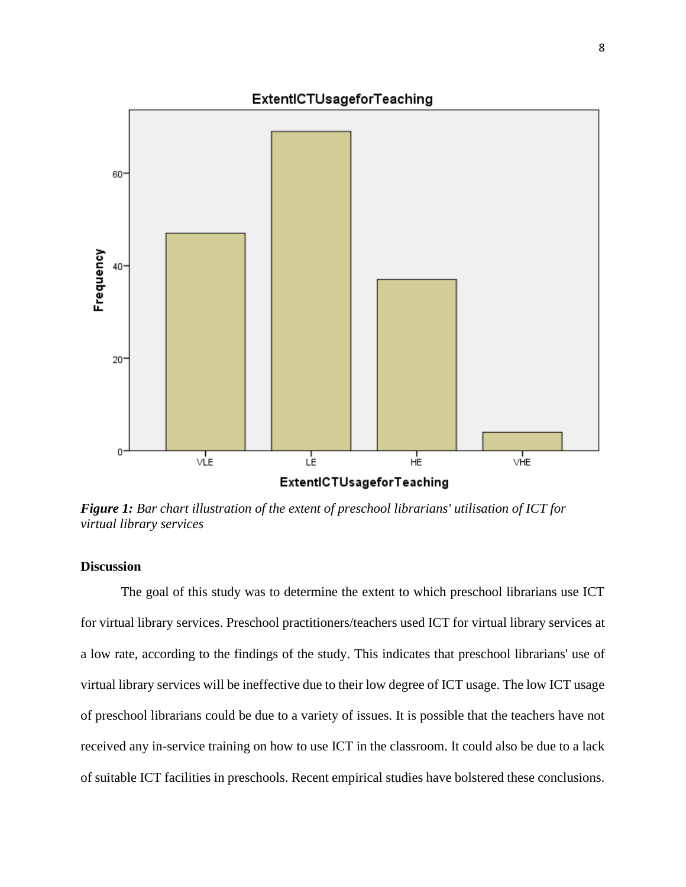*Figure 1: Bar chart illustration of the extent of preschool librarians' utilisation of ICT for virtual library services*

## Discussion

The goal of this study was to determine the extent to which preschool librarians use ICT for virtual library services. Preschool practitioners/teachers used ICT for virtual library services at a low rate, according to the findings of the study. This indicates that preschool librarians' use of virtual library services will be ineffective due to their low degree of ICT usage. The low ICT usage of preschool librarians could be due to a variety of issues. It is possible that the teachers have not received any in-service training on how to use ICT in the classroom. It could also be due to a lack of suitable ICT facilities in preschools. Recent empirical studies have bolstered these conclusions.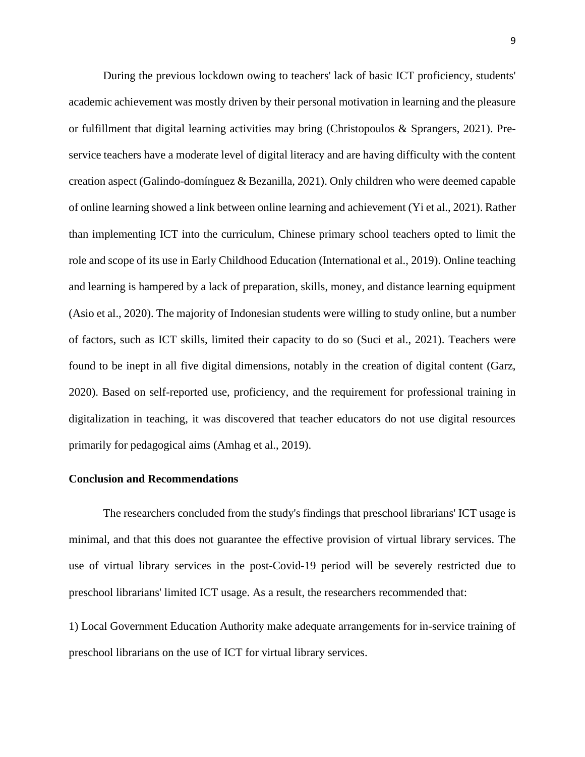During the previous lockdown owing to teachers' lack of basic ICT proficiency, students' academic achievement was mostly driven by their personal motivation in learning and the pleasure or fulfillment that digital learning activities may bring (Christopoulos & Sprangers, 2021). Pre-service teachers have a moderate level of digital literacy and are having difficulty with the content creation aspect (Galindo-domínguez & Bezanilla, 2021). Only children who were deemed capable of online learning showed a link between online learning and achievement (Yi et al., 2021). Rather than implementing ICT into the curriculum, Chinese primary school teachers opted to limit the role and scope of its use in Early Childhood Education (International et al., 2019). Online teaching and learning is hampered by a lack of preparation, skills, money, and distance learning equipment (Asio et al., 2020). The majority of Indonesian students were willing to study online, but a number of factors, such as ICT skills, limited their capacity to do so (Suci et al., 2021). Teachers were found to be inept in all five digital dimensions, notably in the creation of digital content (Garz, 2020). Based on self-reported use, proficiency, and the requirement for professional training in digitalization in teaching, it was discovered that teacher educators do not use digital resources primarily for pedagogical aims (Amhag et al., 2019).

## Conclusion and Recommendations

The researchers concluded from the study's findings that preschool librarians' ICT usage is minimal, and that this does not guarantee the effective provision of virtual library services. The use of virtual library services in the post-Covid-19 period will be severely restricted due to preschool librarians' limited ICT usage. As a result, the researchers recommended that:

1) Local Government Education Authority make adequate arrangements for in-service training of preschool librarians on the use of ICT for virtual library services.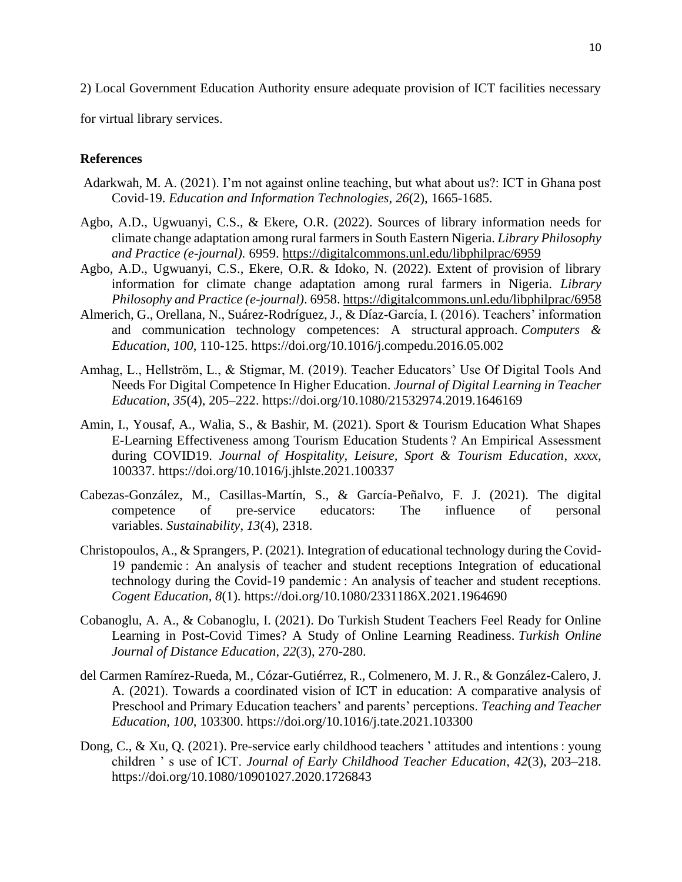2) Local Government Education Authority ensure adequate provision of ICT facilities necessary for virtual library services.

**References**

Adarkwah, M. A. (2021). I'm not against online teaching, but what about us?: ICT in Ghana post Covid-19. *Education and Information Technologies*, *26*(2), 1665-1685.

Agbo, A.D., Ugwuanyi, C.S., & Ekere, O.R. (2022). Sources of library information needs for climate change adaptation among rural farmers in South Eastern Nigeria. *Library Philosophy and Practice (e-journal).* 6959. https://digitalcommons.unl.edu/libphilprac/6959

Agbo, A.D., Ugwuanyi, C.S., Ekere, O.R. & Idoko, N. (2022). Extent of provision of library information for climate change adaptation among rural farmers in Nigeria. *Library Philosophy and Practice (e-journal)*. 6958. https://digitalcommons.unl.edu/libphilprac/6958

Almerich, G., Orellana, N., Suárez-Rodríguez, J., & Díaz-García, I. (2016). Teachers' information and communication technology competences: A structural approach. *Computers & Education*, *100*, 110-125. https://doi.org/10.1016/j.compedu.2016.05.002

Amhag, L., Hellström, L., & Stigmar, M. (2019). Teacher Educators' Use Of Digital Tools And Needs For Digital Competence In Higher Education. *Journal of Digital Learning in Teacher Education*, *35*(4), 205–222. https://doi.org/10.1080/21532974.2019.1646169

Amin, I., Yousaf, A., Walia, S., & Bashir, M. (2021). Sport & Tourism Education What Shapes E-Learning Effectiveness among Tourism Education Students ? An Empirical Assessment during COVID19. *Journal of Hospitality, Leisure, Sport & Tourism Education*, *xxxx*, 100337. https://doi.org/10.1016/j.jhlste.2021.100337

Cabezas-González, M., Casillas-Martín, S., & García-Peñalvo, F. J. (2021). The digital competence of pre-service educators: The influence of personal variables. *Sustainability*, *13*(4), 2318.

Christopoulos, A., & Sprangers, P. (2021). Integration of educational technology during the Covid-19 pandemic : An analysis of teacher and student receptions Integration of educational technology during the Covid-19 pandemic : An analysis of teacher and student receptions. *Cogent Education*, *8*(1). https://doi.org/10.1080/2331186X.2021.1964690

Cobanoglu, A. A., & Cobanoglu, I. (2021). Do Turkish Student Teachers Feel Ready for Online Learning in Post-Covid Times? A Study of Online Learning Readiness. *Turkish Online Journal of Distance Education*, *22*(3), 270-280.

del Carmen Ramírez-Rueda, M., Cózar-Gutiérrez, R., Colmenero, M. J. R., & González-Calero, J. A. (2021). Towards a coordinated vision of ICT in education: A comparative analysis of Preschool and Primary Education teachers' and parents' perceptions. *Teaching and Teacher Education*, *100*, 103300. https://doi.org/10.1016/j.tate.2021.103300

Dong, C., & Xu, Q. (2021). Pre-service early childhood teachers ' attitudes and intentions : young children ' s use of ICT. *Journal of Early Childhood Teacher Education*, *42*(3), 203–218. https://doi.org/10.1080/10901027.2020.1726843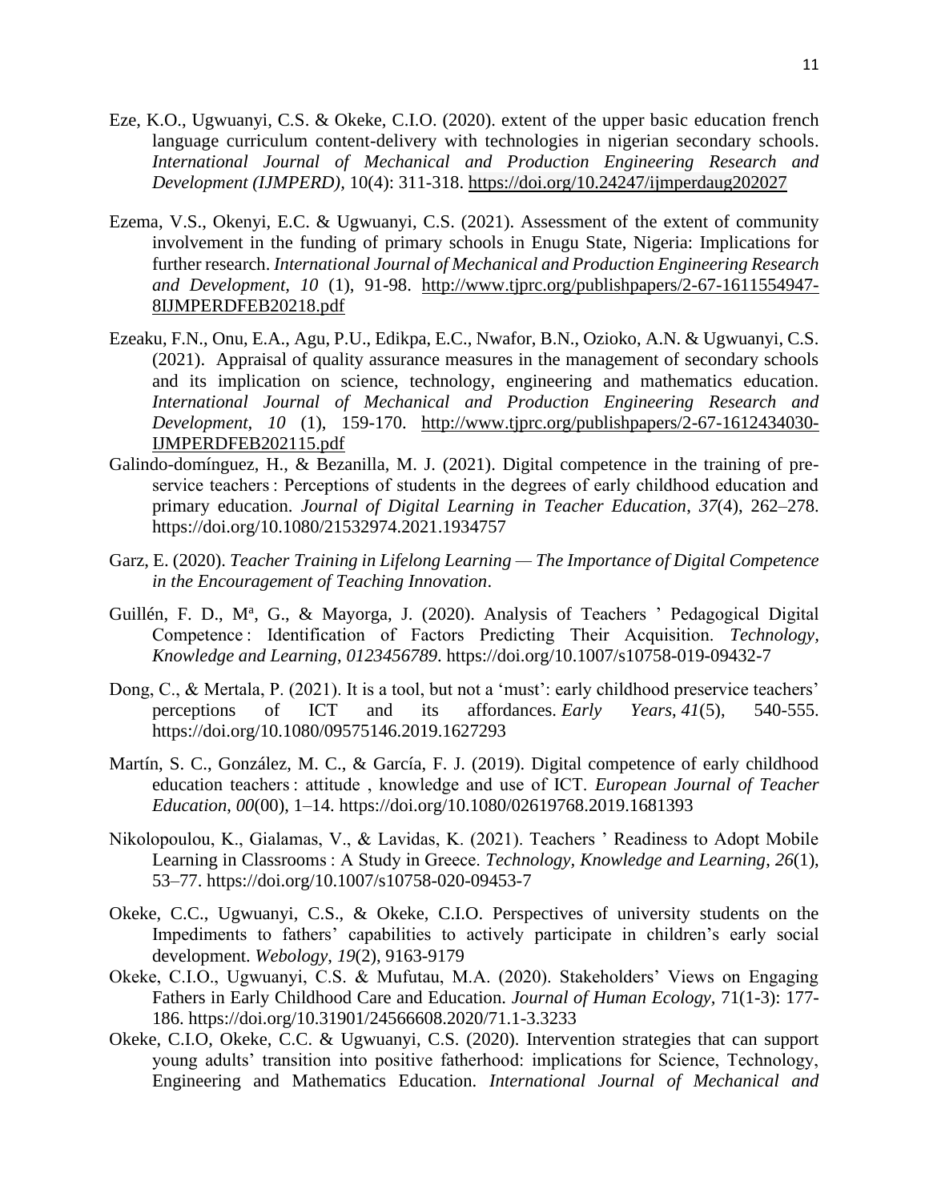Eze, K.O., Ugwuanyi, C.S. & Okeke, C.I.O. (2020). extent of the upper basic education french language curriculum content-delivery with technologies in nigerian secondary schools. *International Journal of Mechanical and Production Engineering Research and Development (IJMPERD),* 10(4): 311-318. https://doi.org/10.24247/ijmperdaug202027

Ezema, V.S., Okenyi, E.C. & Ugwuanyi, C.S. (2021). Assessment of the extent of community involvement in the funding of primary schools in Enugu State, Nigeria: Implications for further research. *International Journal of Mechanical and Production Engineering Research and Development, 10* (1), 91-98. http://www.tjprc.org/publishpapers/2-67-1611554947-8IJMPERDFEB20218.pdf

Ezeaku, F.N., Onu, E.A., Agu, P.U., Edikpa, E.C., Nwafor, B.N., Ozioko, A.N. & Ugwuanyi, C.S. (2021). Appraisal of quality assurance measures in the management of secondary schools and its implication on science, technology, engineering and mathematics education. *International Journal of Mechanical and Production Engineering Research and Development, 10* (1), 159-170. http://www.tjprc.org/publishpapers/2-67-1612434030-IJMPERDFEB202115.pdf

Galindo-domínguez, H., & Bezanilla, M. J. (2021). Digital competence in the training of pre-service teachers : Perceptions of students in the degrees of early childhood education and primary education. *Journal of Digital Learning in Teacher Education*, *37*(4), 262–278. https://doi.org/10.1080/21532974.2021.1934757

Garz, E. (2020). *Teacher Training in Lifelong Learning — The Importance of Digital Competence in the Encouragement of Teaching Innovation*.

Guillén, F. D., Mª, G., & Mayorga, J. (2020). Analysis of Teachers ' Pedagogical Digital Competence : Identification of Factors Predicting Their Acquisition. *Technology, Knowledge and Learning*, *0123456789*. https://doi.org/10.1007/s10758-019-09432-7

Dong, C., & Mertala, P. (2021). It is a tool, but not a 'must': early childhood preservice teachers' perceptions of ICT and its affordances. *Early Years*, *41*(5), 540-555. https://doi.org/10.1080/09575146.2019.1627293

Martín, S. C., González, M. C., & García, F. J. (2019). Digital competence of early childhood education teachers : attitude , knowledge and use of ICT. *European Journal of Teacher Education*, *00*(00), 1–14. https://doi.org/10.1080/02619768.2019.1681393

Nikolopoulou, K., Gialamas, V., & Lavidas, K. (2021). Teachers ' Readiness to Adopt Mobile Learning in Classrooms : A Study in Greece. *Technology, Knowledge and Learning*, *26*(1), 53–77. https://doi.org/10.1007/s10758-020-09453-7

Okeke, C.C., Ugwuanyi, C.S., & Okeke, C.I.O. Perspectives of university students on the Impediments to fathers' capabilities to actively participate in children's early social development. *Webology*, *19*(2), 9163-9179

Okeke, C.I.O., Ugwuanyi, C.S. & Mufutau, M.A. (2020). Stakeholders' Views on Engaging Fathers in Early Childhood Care and Education. *Journal of Human Ecology,* 71(1-3): 177-186. https://doi.org/10.31901/24566608.2020/71.1-3.3233

Okeke, C.I.O, Okeke, C.C. & Ugwuanyi, C.S. (2020). Intervention strategies that can support young adults' transition into positive fatherhood: implications for Science, Technology, Engineering and Mathematics Education. *International Journal of Mechanical and*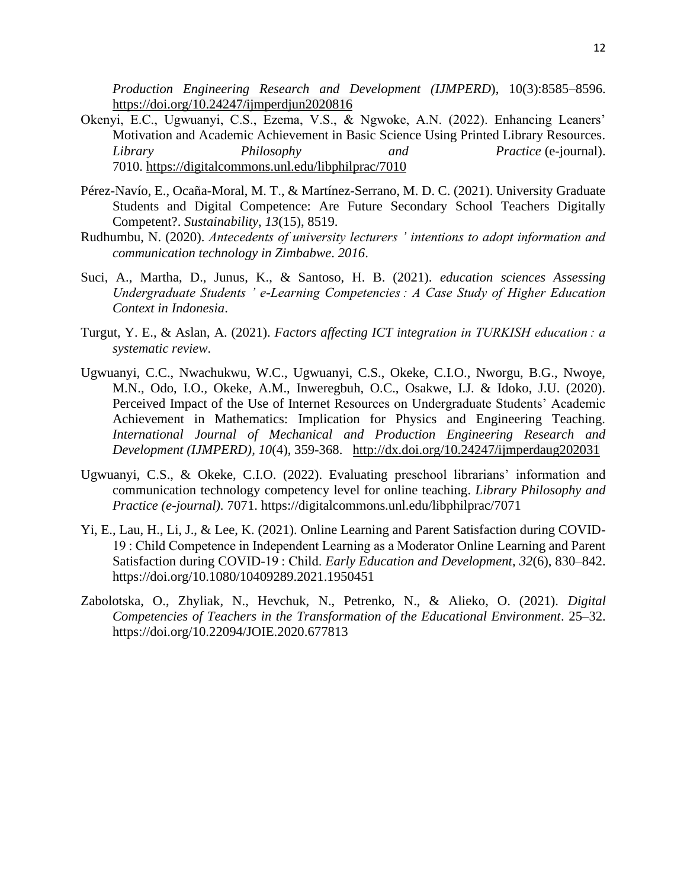*Production Engineering Research and Development (IJMPERD*), 10(3):8585–8596. https://doi.org/10.24247/ijmperdjun2020816

Okenyi, E.C., Ugwuanyi, C.S., Ezema, V.S., & Ngwoke, A.N. (2022). Enhancing Leaners' Motivation and Academic Achievement in Basic Science Using Printed Library Resources. *Library Philosophy and Practice* (e-journal). 7010. https://digitalcommons.unl.edu/libphilprac/7010

Pérez-Navío, E., Ocaña-Moral, M. T., & Martínez-Serrano, M. D. C. (2021). University Graduate Students and Digital Competence: Are Future Secondary School Teachers Digitally Competent?. *Sustainability*, *13*(15), 8519.

Rudhumbu, N. (2020). *Antecedents of university lecturers ' intentions to adopt information and communication technology in Zimbabwe*. *2016*.

Suci, A., Martha, D., Junus, K., & Santoso, H. B. (2021). *education sciences Assessing Undergraduate Students ' e-Learning Competencies : A Case Study of Higher Education Context in Indonesia*.

Turgut, Y. E., & Aslan, A. (2021). *Factors affecting ICT integration in TURKISH education : a systematic review*.

Ugwuanyi, C.C., Nwachukwu, W.C., Ugwuanyi, C.S., Okeke, C.I.O., Nworgu, B.G., Nwoye, M.N., Odo, I.O., Okeke, A.M., Inweregbuh, O.C., Osakwe, I.J. & Idoko, J.U. (2020). Perceived Impact of the Use of Internet Resources on Undergraduate Students' Academic Achievement in Mathematics: Implication for Physics and Engineering Teaching. *International Journal of Mechanical and Production Engineering Research and Development (IJMPERD)*, *10*(4), 359-368. http://dx.doi.org/10.24247/ijmperdaug202031

Ugwuanyi, C.S., & Okeke, C.I.O. (2022). Evaluating preschool librarians' information and communication technology competency level for online teaching. *Library Philosophy and Practice (e-journal)*. 7071. https://digitalcommons.unl.edu/libphilprac/7071

Yi, E., Lau, H., Li, J., & Lee, K. (2021). Online Learning and Parent Satisfaction during COVID-19 : Child Competence in Independent Learning as a Moderator Online Learning and Parent Satisfaction during COVID-19 : Child. *Early Education and Development*, *32*(6), 830–842. https://doi.org/10.1080/10409289.2021.1950451

Zabolotska, O., Zhyliak, N., Hevchuk, N., Petrenko, N., & Alieko, O. (2021). *Digital Competencies of Teachers in the Transformation of the Educational Environment*. 25–32. https://doi.org/10.22094/JOIE.2020.677813